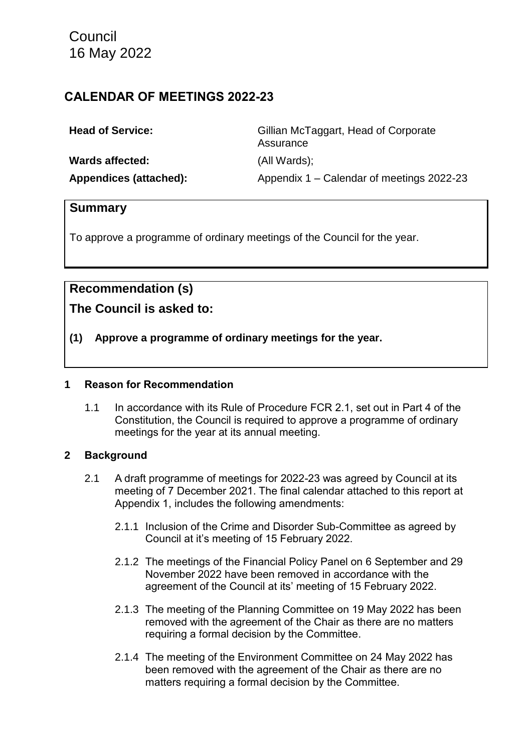Council
16 May 2022

# CALENDAR OF MEETINGS 2022-23

| | |
|---|---|
| **Head of Service:** | Gillian McTaggart, Head of Corporate Assurance |
| **Wards affected:** | (All Wards); |
| **Appendices (attached):** | Appendix 1 – Calendar of meetings 2022-23 |

## Summary

To approve a programme of ordinary meetings of the Council for the year.

## Recommendation (s)

## The Council is asked to:

**(1) Approve a programme of ordinary meetings for the year.**

### 1 Reason for Recommendation

1.1 In accordance with its Rule of Procedure FCR 2.1, set out in Part 4 of the Constitution, the Council is required to approve a programme of ordinary meetings for the year at its annual meeting.

### 2 Background

2.1 A draft programme of meetings for 2022-23 was agreed by Council at its meeting of 7 December 2021. The final calendar attached to this report at Appendix 1, includes the following amendments:

2.1.1 Inclusion of the Crime and Disorder Sub-Committee as agreed by Council at it's meeting of 15 February 2022.

2.1.2 The meetings of the Financial Policy Panel on 6 September and 29 November 2022 have been removed in accordance with the agreement of the Council at its' meeting of 15 February 2022.

2.1.3 The meeting of the Planning Committee on 19 May 2022 has been removed with the agreement of the Chair as there are no matters requiring a formal decision by the Committee.

2.1.4 The meeting of the Environment Committee on 24 May 2022 has been removed with the agreement of the Chair as there are no matters requiring a formal decision by the Committee.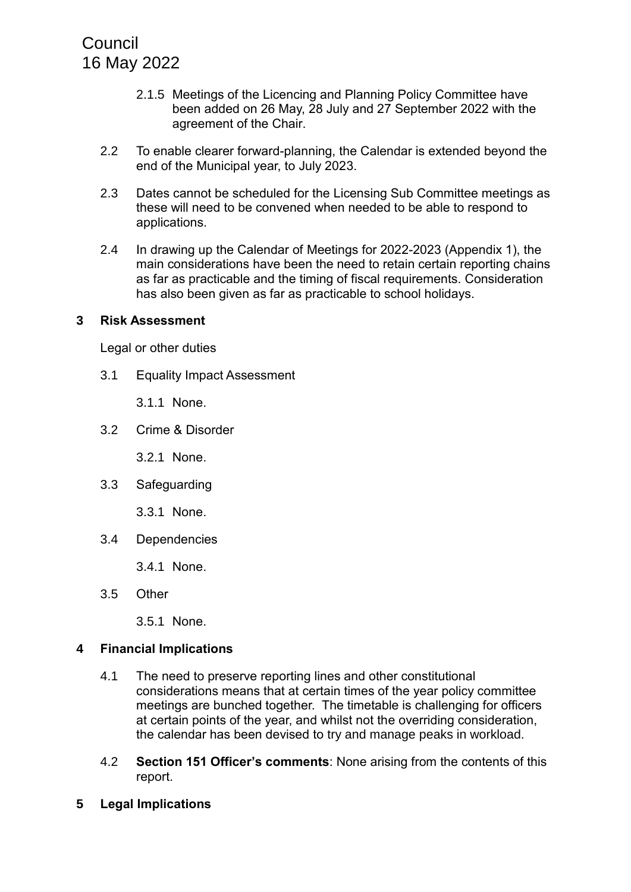2.1.5 Meetings of the Licencing and Planning Policy Committee have been added on 26 May, 28 July and 27 September 2022 with the agreement of the Chair.

2.2 To enable clearer forward-planning, the Calendar is extended beyond the end of the Municipal year, to July 2023.

2.3 Dates cannot be scheduled for the Licensing Sub Committee meetings as these will need to be convened when needed to be able to respond to applications.

2.4 In drawing up the Calendar of Meetings for 2022-2023 (Appendix 1), the main considerations have been the need to retain certain reporting chains as far as practicable and the timing of fiscal requirements. Consideration has also been given as far as practicable to school holidays.

## 3 Risk Assessment

Legal or other duties

3.1 Equality Impact Assessment

3.1.1 None.

3.2 Crime & Disorder

3.2.1 None.

3.3 Safeguarding

3.3.1 None.

3.4 Dependencies

3.4.1 None.

3.5 Other

3.5.1 None.

## 4 Financial Implications

4.1 The need to preserve reporting lines and other constitutional considerations means that at certain times of the year policy committee meetings are bunched together. The timetable is challenging for officers at certain points of the year, and whilst not the overriding consideration, the calendar has been devised to try and manage peaks in workload.

4.2 **Section 151 Officer's comments**: None arising from the contents of this report.

## 5 Legal Implications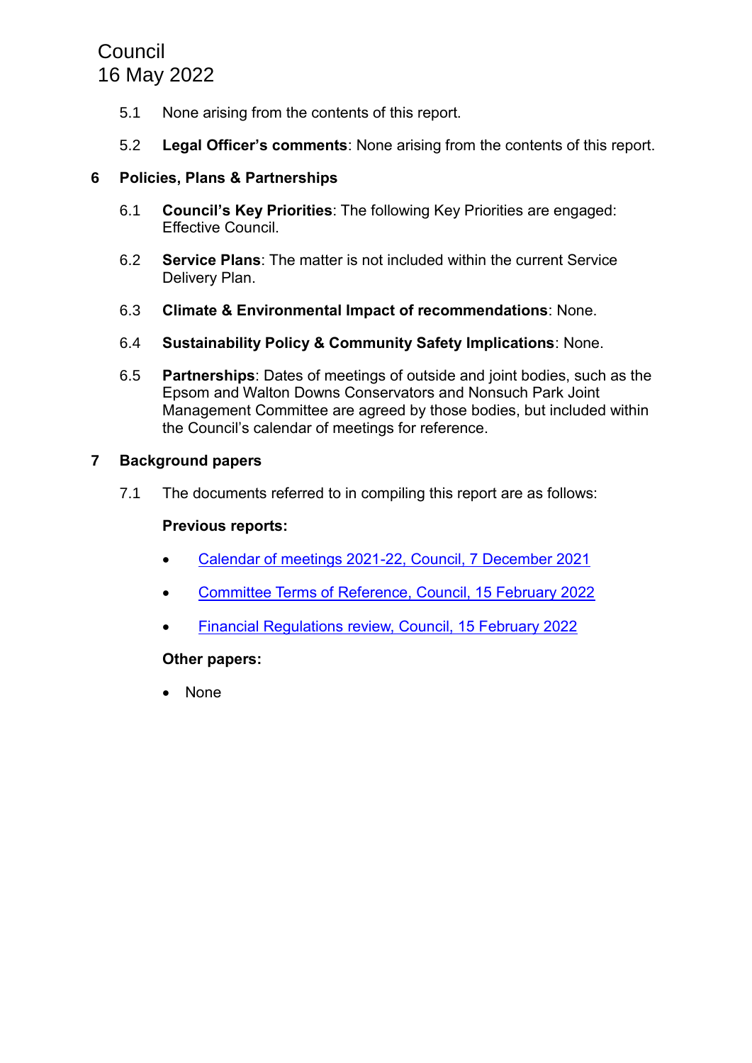5.1 None arising from the contents of this report.

5.2 **Legal Officer's comments**: None arising from the contents of this report.

## 6 Policies, Plans & Partnerships

6.1 **Council's Key Priorities**: The following Key Priorities are engaged: Effective Council.

6.2 **Service Plans**: The matter is not included within the current Service Delivery Plan.

6.3 **Climate & Environmental Impact of recommendations**: None.

6.4 **Sustainability Policy & Community Safety Implications**: None.

6.5 **Partnerships**: Dates of meetings of outside and joint bodies, such as the Epsom and Walton Downs Conservators and Nonsuch Park Joint Management Committee are agreed by those bodies, but included within the Council's calendar of meetings for reference.

## 7 Background papers

7.1 The documents referred to in compiling this report are as follows:

**Previous reports:**

- Calendar of meetings 2021-22, Council, 7 December 2021
- Committee Terms of Reference, Council, 15 February 2022
- Financial Regulations review, Council, 15 February 2022

**Other papers:**

- None